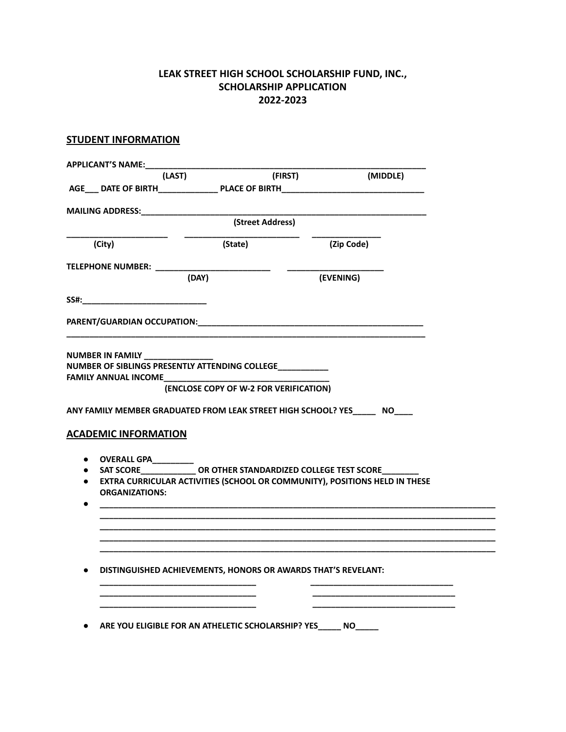**LEAK STREET HIGH SCHOOL SCHOLARSHIP FUND, INC.,**
**SCHOLARSHIP APPLICATION**
**2022-2023**

## STUDENT INFORMATION

**APPLICANT'S NAME:**_______________________________________________________________

**(LAST)** **(FIRST)** **(MIDDLE)**

**AGE___ DATE OF BIRTH_____________ PLACE OF BIRTH_______________________________**

**MAILING ADDRESS:**_______________________________________________________________

**(Street Address)**

______________________ ___________________________ _______________

**(City)** **(State)** **(Zip Code)**

**TELEPHONE NUMBER:** _________________________ _____________________

**(DAY)** **(EVENING)**

**SS#:**___________________________

**PARENT/GUARDIAN OCCUPATION:**__________________________________________________

_______________________________________________________________________________

**NUMBER IN FAMILY** _______________

**NUMBER OF SIBLINGS PRESENTLY ATTENDING COLLEGE**___________

**FAMILY ANNUAL INCOME**____________________________________

**(ENCLOSE COPY OF W-2 FOR VERIFICATION)**

**ANY FAMILY MEMBER GRADUATED FROM LEAK STREET HIGH SCHOOL? YES_____ NO____**

## ACADEMIC INFORMATION

- **OVERALL GPA**_________
- **SAT SCORE**____________ **OR OTHER STANDARDIZED COLLEGE TEST SCORE**________
- **EXTRA CURRICULAR ACTIVITIES (SCHOOL OR COMMUNITY), POSITIONS HELD IN THESE ORGANIZATIONS:**
- _____________________________________________________________________________
  _____________________________________________________________________________
  _____________________________________________________________________________
  _____________________________________________________________________________
  _____________________________________________________________________________

- **DISTINGUISHED ACHIEVEMENTS, HONORS OR AWARDS THAT'S REVELANT:**

  __________________________________ _______________________________
  __________________________________ _______________________________
  __________________________________ _______________________________

- **ARE YOU ELIGIBLE FOR AN ATHELETIC SCHOLARSHIP? YES_____ NO_____**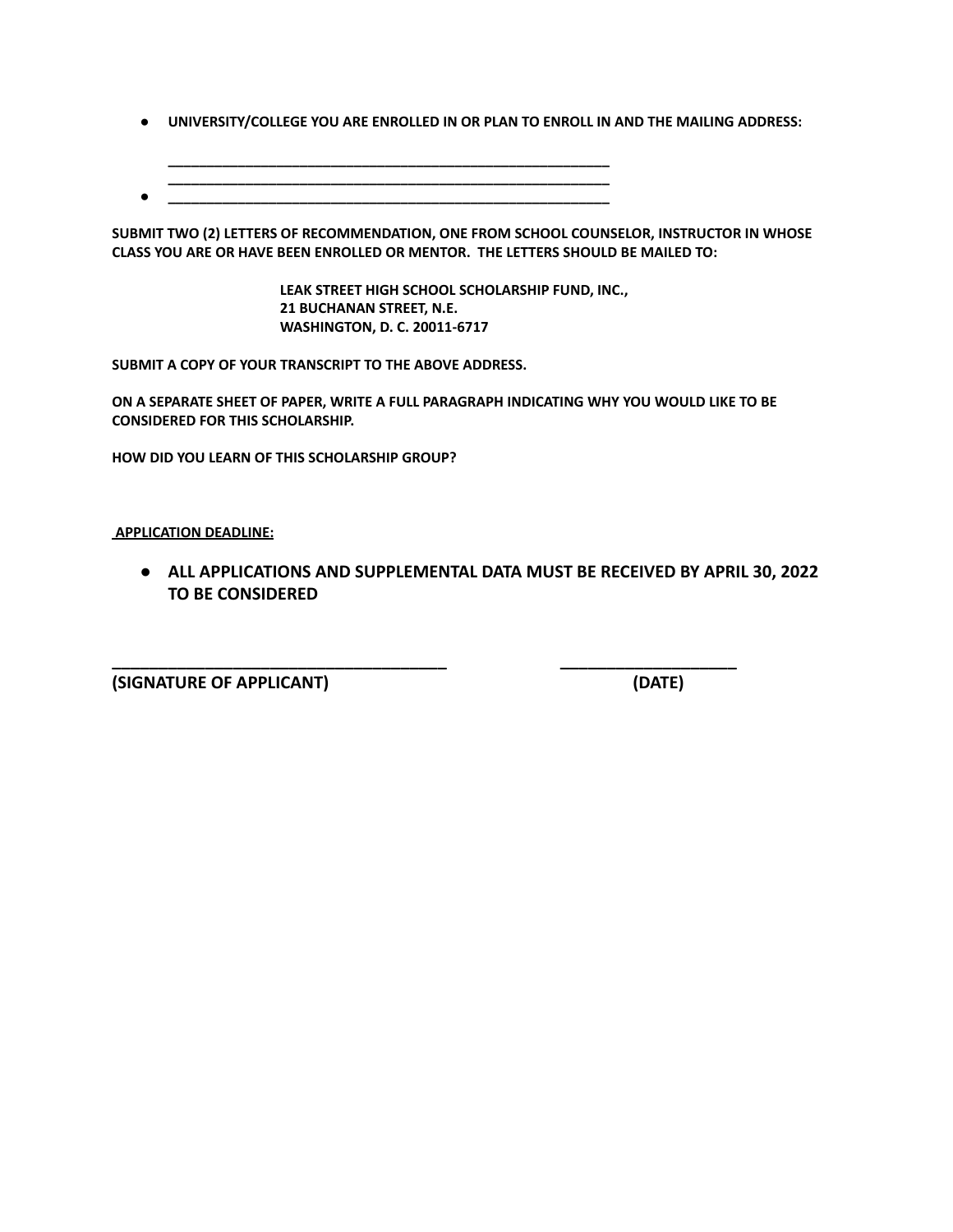- **UNIVERSITY/COLLEGE YOU ARE ENROLLED IN OR PLAN TO ENROLL IN AND THE MAILING ADDRESS:**

  **___________________________________________________________**
  **___________________________________________________________**
- **___________________________________________________________**

**SUBMIT TWO (2) LETTERS OF RECOMMENDATION, ONE FROM SCHOOL COUNSELOR, INSTRUCTOR IN WHOSE CLASS YOU ARE OR HAVE BEEN ENROLLED OR MENTOR. THE LETTERS SHOULD BE MAILED TO:**

**LEAK STREET HIGH SCHOOL SCHOLARSHIP FUND, INC.,**
**21 BUCHANAN STREET, N.E.**
**WASHINGTON, D. C. 20011-6717**

**SUBMIT A COPY OF YOUR TRANSCRIPT TO THE ABOVE ADDRESS.**

**ON A SEPARATE SHEET OF PAPER, WRITE A FULL PARAGRAPH INDICATING WHY YOU WOULD LIKE TO BE CONSIDERED FOR THIS SCHOLARSHIP.**

**HOW DID YOU LEARN OF THIS SCHOLARSHIP GROUP?**

**APPLICATION DEADLINE:**

- **ALL APPLICATIONS AND SUPPLEMENTAL DATA MUST BE RECEIVED BY APRIL 30, 2022 TO BE CONSIDERED**

**______________________________________** **____________________**
**(SIGNATURE OF APPLICANT)** **(DATE)**